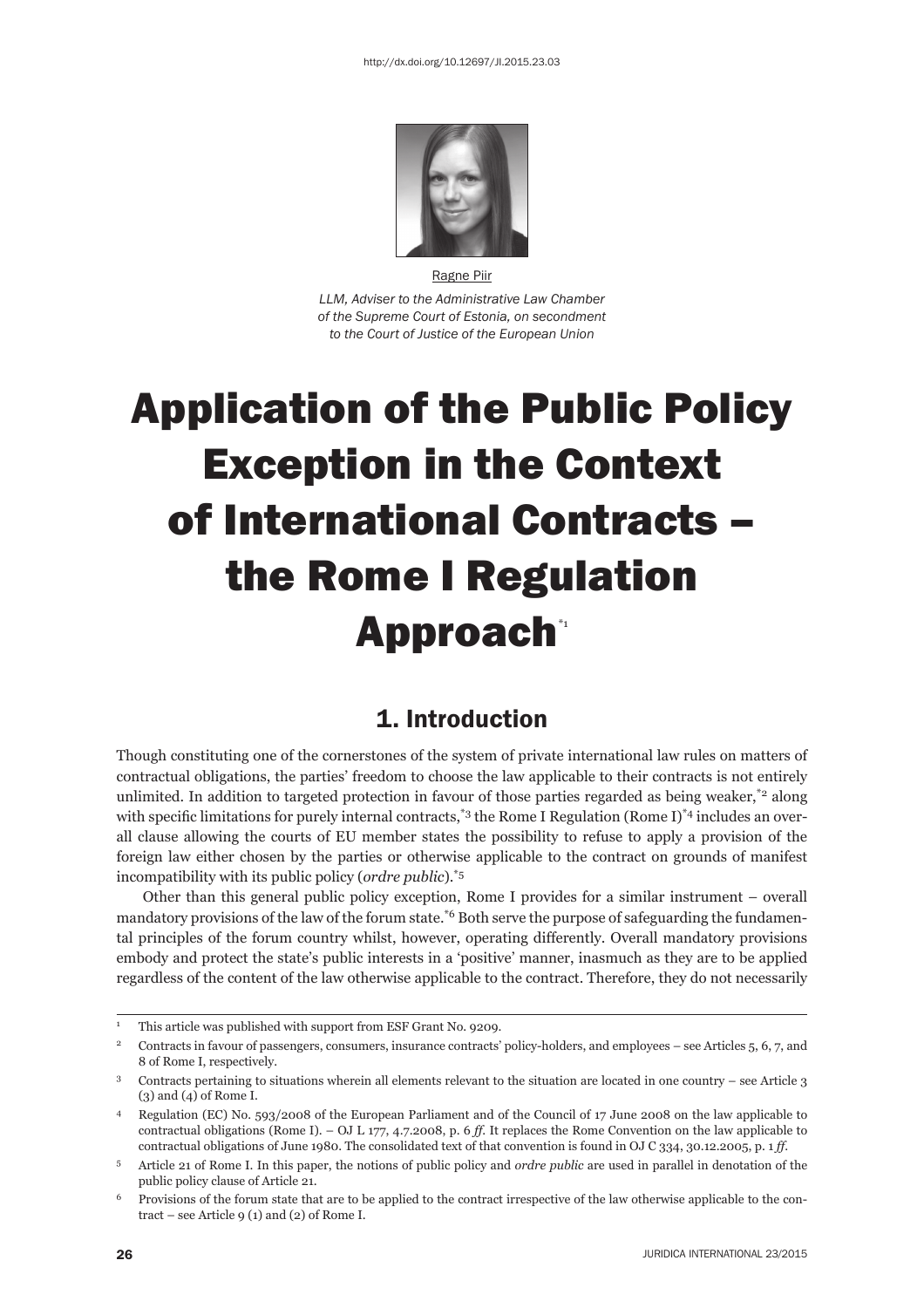http://dx.doi.org/10.12697/JI.2015.23.03

Ragne Piir

*LLM, Adviser to the Administrative Law Chamber of the Supreme Court of Estonia, on secondment to the Court of Justice of the European Union*

# Application of the Public Policy Exception in the Context of International Contracts – the Rome I Regulation Approach[1]

## 1. Introduction

Though constituting one of the cornerstones of the system of private international law rules on matters of contractual obligations, the parties' freedom to choose the law applicable to their contracts is not entirely unlimited. In addition to targeted protection in favour of those parties regarded as being weaker,[2] along with specific limitations for purely internal contracts,[3] the Rome I Regulation (Rome I)[4] includes an overall clause allowing the courts of EU member states the possibility to refuse to apply a provision of the foreign law either chosen by the parties or otherwise applicable to the contract on grounds of manifest incompatibility with its public policy (*ordre public*).[5]

Other than this general public policy exception, Rome I provides for a similar instrument – overall mandatory provisions of the law of the forum state.[6] Both serve the purpose of safeguarding the fundamental principles of the forum country whilst, however, operating differently. Overall mandatory provisions embody and protect the state's public interests in a 'positive' manner, inasmuch as they are to be applied regardless of the content of the law otherwise applicable to the contract. Therefore, they do not necessarily

---

[1] This article was published with support from ESF Grant No. 9209.

[2] Contracts in favour of passengers, consumers, insurance contracts' policy-holders, and employees – see Articles 5, 6, 7, and 8 of Rome I, respectively.

[3] Contracts pertaining to situations wherein all elements relevant to the situation are located in one country – see Article 3 (3) and (4) of Rome I.

[4] Regulation (EC) No. 593/2008 of the European Parliament and of the Council of 17 June 2008 on the law applicable to contractual obligations (Rome I). – OJ L 177, 4.7.2008, p. 6 *ff*. It replaces the Rome Convention on the law applicable to contractual obligations of June 1980. The consolidated text of that convention is found in OJ C 334, 30.12.2005, p. 1 *ff*.

[5] Article 21 of Rome I. In this paper, the notions of public policy and *ordre public* are used in parallel in denotation of the public policy clause of Article 21.

[6] Provisions of the forum state that are to be applied to the contract irrespective of the law otherwise applicable to the contract – see Article 9 (1) and (2) of Rome I.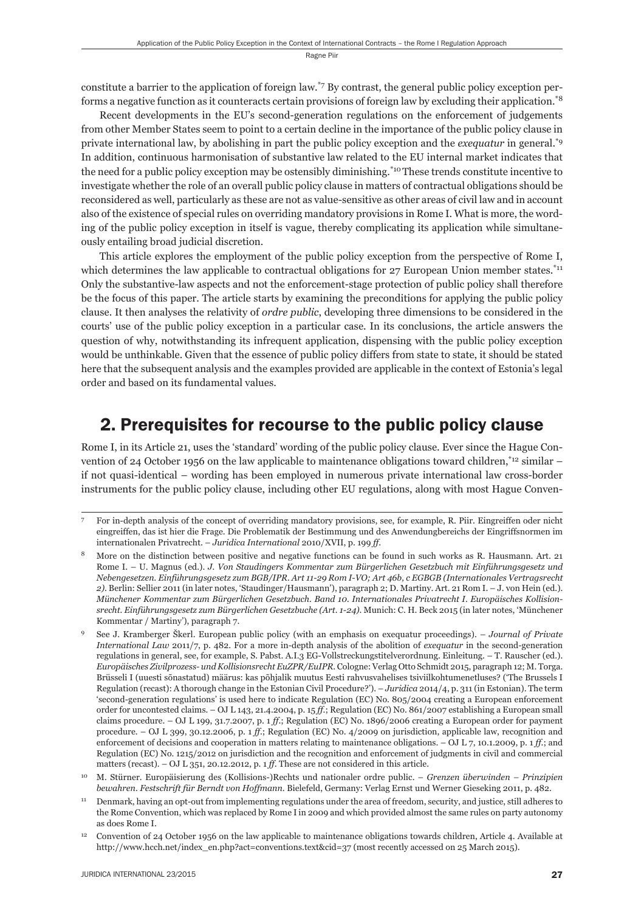constitute a barrier to the application of foreign law.[7] By contrast, the general public policy exception performs a negative function as it counteracts certain provisions of foreign law by excluding their application.[8]

Recent developments in the EU's second-generation regulations on the enforcement of judgements from other Member States seem to point to a certain decline in the importance of the public policy clause in private international law, by abolishing in part the public policy exception and the *exequatur* in general.[9] In addition, continuous harmonisation of substantive law related to the EU internal market indicates that the need for a public policy exception may be ostensibly diminishing.[10] These trends constitute incentive to investigate whether the role of an overall public policy clause in matters of contractual obligations should be reconsidered as well, particularly as these are not as value-sensitive as other areas of civil law and in account also of the existence of special rules on overriding mandatory provisions in Rome I. What is more, the wording of the public policy exception in itself is vague, thereby complicating its application while simultaneously entailing broad judicial discretion.

This article explores the employment of the public policy exception from the perspective of Rome I, which determines the law applicable to contractual obligations for 27 European Union member states.[11] Only the substantive-law aspects and not the enforcement-stage protection of public policy shall therefore be the focus of this paper. The article starts by examining the preconditions for applying the public policy clause. It then analyses the relativity of *ordre public*, developing three dimensions to be considered in the courts' use of the public policy exception in a particular case. In its conclusions, the article answers the question of why, notwithstanding its infrequent application, dispensing with the public policy exception would be unthinkable. Given that the essence of public policy differs from state to state, it should be stated here that the subsequent analysis and the examples provided are applicable in the context of Estonia's legal order and based on its fundamental values.

## 2. Prerequisites for recourse to the public policy clause

Rome I, in its Article 21, uses the 'standard' wording of the public policy clause. Ever since the Hague Convention of 24 October 1956 on the law applicable to maintenance obligations toward children,[12] similar – if not quasi-identical – wording has been employed in numerous private international law cross-border instruments for the public policy clause, including other EU regulations, along with most Hague Conven-

---

[7] For in-depth analysis of the concept of overriding mandatory provisions, see, for example, R. Piir. Eingreiffen oder nicht eingreiffen, das ist hier die Frage. Die Problematik der Bestimmung und des Anwendungbereichs der Eingriffsnormen im internationalen Privatrecht. – *Juridica International* 2010/XVII, p. 199 *ff*.

[8] More on the distinction between positive and negative functions can be found in such works as R. Hausmann. Art. 21 Rome I. – U. Magnus (ed.). *J. Von Staudingers Kommentar zum Bürgerlichen Gesetzbuch mit Einführungsgesetz und Nebengesetzen. Einführungsgesetz zum BGB/IPR. Art 11-29 Rom I-VO; Art 46b, c EGBGB (Internationales Vertragsrecht 2)*. Berlin: Sellier 2011 (in later notes, 'Staudinger/Hausmann'), paragraph 2; D. Martiny. Art. 21 Rom I. – J. von Hein (ed.). *Münchener Kommentar zum Bürgerlichen Gesetzbuch. Band 10. Internationales Privatrecht I. Europäisches Kollisionsrecht. Einführungsgesetz zum Bürgerlichen Gesetzbuche (Art. 1-24)*. Munich: C. H. Beck 2015 (in later notes, 'Münchener Kommentar / Martiny'), paragraph 7.

[9] See J. Kramberger Škerl. European public policy (with an emphasis on exequatur proceedings). – *Journal of Private International Law* 2011/7, p. 482. For a more in-depth analysis of the abolition of *exequatur* in the second-generation regulations in general, see, for example, S. Pabst. A.I.3 EG-Vollstreckungstitelverordnung. Einleitung. – T. Rauscher (ed.). *Europäisches Zivilprozess- und Kollisionsrecht EuZPR/EuIPR*. Cologne: Verlag Otto Schmidt 2015, paragraph 12; M. Torga. Brüsseli I (uuesti sõnastatud) määrus: kas põhjalik muutus Eesti rahvusvahelises tsiviilkohtumenetluses? ('The Brussels I Regulation (recast): A thorough change in the Estonian Civil Procedure?'). – *Juridica* 2014/4, p. 311 (in Estonian). The term 'second-generation regulations' is used here to indicate Regulation (EC) No. 805/2004 creating a European enforcement order for uncontested claims. – OJ L 143, 21.4.2004, p. 15 *ff*.; Regulation (EC) No. 861/2007 establishing a European small claims procedure. – OJ L 199, 31.7.2007, p. 1 *ff*.; Regulation (EC) No. 1896/2006 creating a European order for payment procedure. – OJ L 399, 30.12.2006, p. 1 *ff*.; Regulation (EC) No. 4/2009 on jurisdiction, applicable law, recognition and enforcement of decisions and cooperation in matters relating to maintenance obligations. – OJ L 7, 10.1.2009, p. 1 *ff*.; and Regulation (EC) No. 1215/2012 on jurisdiction and the recognition and enforcement of judgments in civil and commercial matters (recast). – OJ L 351, 20.12.2012, p. 1 *ff*. These are not considered in this article.

[10] M. Stürner. Europäisierung des (Kollisions-)Rechts und nationaler ordre public. – *Grenzen überwinden – Prinzipien bewahren. Festschrift für Berndt von Hoffmann*. Bielefeld, Germany: Verlag Ernst und Werner Gieseking 2011, p. 482.

[11] Denmark, having an opt-out from implementing regulations under the area of freedom, security, and justice, still adheres to the Rome Convention, which was replaced by Rome I in 2009 and which provided almost the same rules on party autonomy as does Rome I.

[12] Convention of 24 October 1956 on the law applicable to maintenance obligations towards children, Article 4. Available at http://www.hcch.net/index_en.php?act=conventions.text&cid=37 (most recently accessed on 25 March 2015).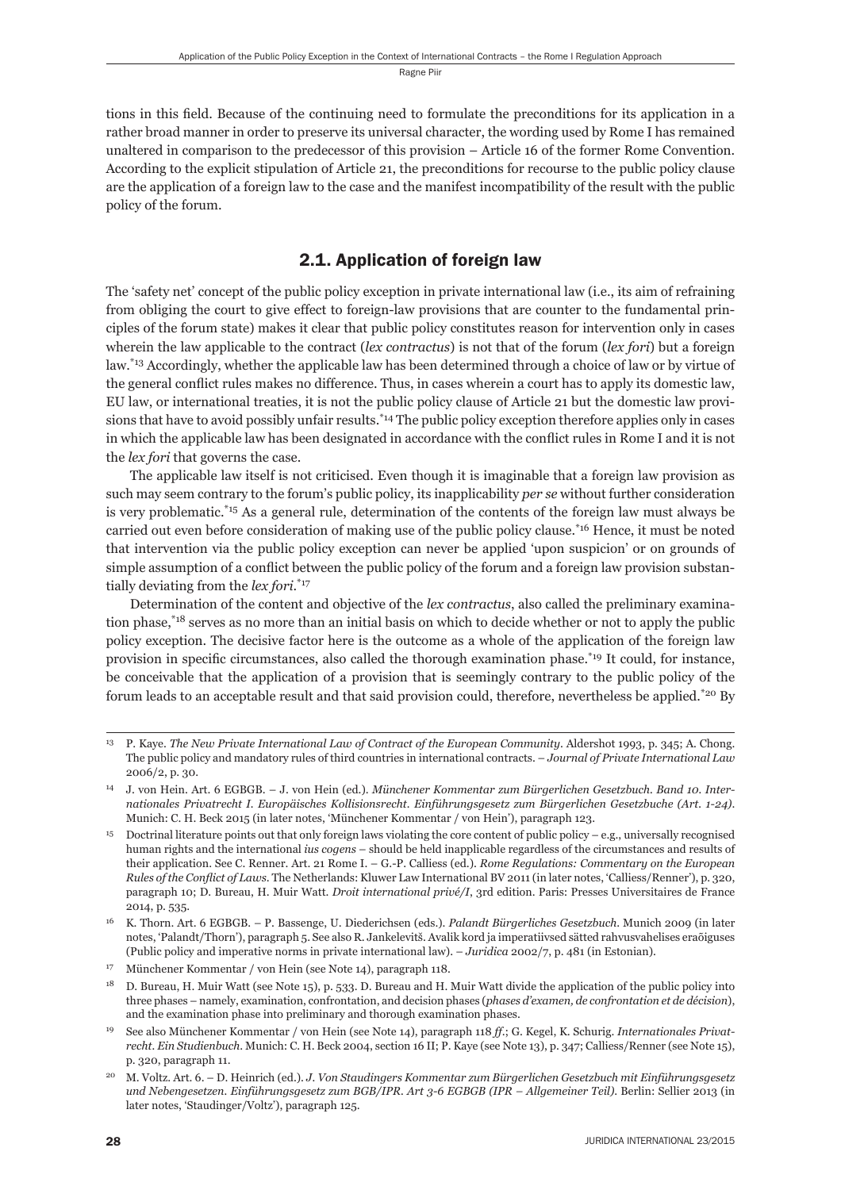tions in this field. Because of the continuing need to formulate the preconditions for its application in a rather broad manner in order to preserve its universal character, the wording used by Rome I has remained unaltered in comparison to the predecessor of this provision – Article 16 of the former Rome Convention. According to the explicit stipulation of Article 21, the preconditions for recourse to the public policy clause are the application of a foreign law to the case and the manifest incompatibility of the result with the public policy of the forum.

## 2.1. Application of foreign law

The 'safety net' concept of the public policy exception in private international law (i.e., its aim of refraining from obliging the court to give effect to foreign-law provisions that are counter to the fundamental principles of the forum state) makes it clear that public policy constitutes reason for intervention only in cases wherein the law applicable to the contract (*lex contractus*) is not that of the forum (*lex fori*) but a foreign law.[*13] Accordingly, whether the applicable law has been determined through a choice of law or by virtue of the general conflict rules makes no difference. Thus, in cases wherein a court has to apply its domestic law, EU law, or international treaties, it is not the public policy clause of Article 21 but the domestic law provisions that have to avoid possibly unfair results.[*14] The public policy exception therefore applies only in cases in which the applicable law has been designated in accordance with the conflict rules in Rome I and it is not the *lex fori* that governs the case.

The applicable law itself is not criticised. Even though it is imaginable that a foreign law provision as such may seem contrary to the forum's public policy, its inapplicability *per se* without further consideration is very problematic.[*15] As a general rule, determination of the contents of the foreign law must always be carried out even before consideration of making use of the public policy clause.[*16] Hence, it must be noted that intervention via the public policy exception can never be applied 'upon suspicion' or on grounds of simple assumption of a conflict between the public policy of the forum and a foreign law provision substantially deviating from the *lex fori*.[*17]

Determination of the content and objective of the *lex contractus*, also called the preliminary examination phase,[*18] serves as no more than an initial basis on which to decide whether or not to apply the public policy exception. The decisive factor here is the outcome as a whole of the application of the foreign law provision in specific circumstances, also called the thorough examination phase.[*19] It could, for instance, be conceivable that the application of a provision that is seemingly contrary to the public policy of the forum leads to an acceptable result and that said provision could, therefore, nevertheless be applied.[*20] By

---

13 P. Kaye. *The New Private International Law of Contract of the European Community*. Aldershot 1993, p. 345; A. Chong. The public policy and mandatory rules of third countries in international contracts. – *Journal of Private International Law* 2006/2, p. 30.

14 J. von Hein. Art. 6 EGBGB. – J. von Hein (ed.). *Münchener Kommentar zum Bürgerlichen Gesetzbuch. Band 10. Internationales Privatrecht I. Europäisches Kollisionsrecht. Einführungsgesetz zum Bürgerlichen Gesetzbuche (Art. 1-24)*. Munich: C. H. Beck 2015 (in later notes, 'Münchener Kommentar / von Hein'), paragraph 123.

15 Doctrinal literature points out that only foreign laws violating the core content of public policy – e.g., universally recognised human rights and the international *ius cogens* – should be held inapplicable regardless of the circumstances and results of their application. See C. Renner. Art. 21 Rome I. – G.-P. Calliess (ed.). *Rome Regulations: Commentary on the European Rules of the Conflict of Laws*. The Netherlands: Kluwer Law International BV 2011 (in later notes, 'Calliess/Renner'), p. 320, paragraph 10; D. Bureau, H. Muir Watt. *Droit international privé/I*, 3rd edition. Paris: Presses Universitaires de France 2014, p. 535.

16 K. Thorn. Art. 6 EGBGB. – P. Bassenge, U. Diederichsen (eds.). *Palandt Bürgerliches Gesetzbuch*. Munich 2009 (in later notes, 'Palandt/Thorn'), paragraph 5. See also R. Jankelevitš. Avalik kord ja imperatiivsed sätted rahvusvahelises eraõiguses (Public policy and imperative norms in private international law). – *Juridica* 2002/7, p. 481 (in Estonian).

17 Münchener Kommentar / von Hein (see Note 14), paragraph 118.

18 D. Bureau, H. Muir Watt (see Note 15), p. 533. D. Bureau and H. Muir Watt divide the application of the public policy into three phases – namely, examination, confrontation, and decision phases (*phases d'examen, de confrontation et de décision*), and the examination phase into preliminary and thorough examination phases.

19 See also Münchener Kommentar / von Hein (see Note 14), paragraph 118 *ff.*; G. Kegel, K. Schurig. *Internationales Privatrecht. Ein Studienbuch*. Munich: C. H. Beck 2004, section 16 II; P. Kaye (see Note 13), p. 347; Calliess/Renner (see Note 15), p. 320, paragraph 11.

20 M. Voltz. Art. 6. – D. Heinrich (ed.). *J. Von Staudingers Kommentar zum Bürgerlichen Gesetzbuch mit Einführungsgesetz und Nebengesetzen. Einführungsgesetz zum BGB/IPR. Art 3-6 EGBGB (IPR – Allgemeiner Teil)*. Berlin: Sellier 2013 (in later notes, 'Staudinger/Voltz'), paragraph 125.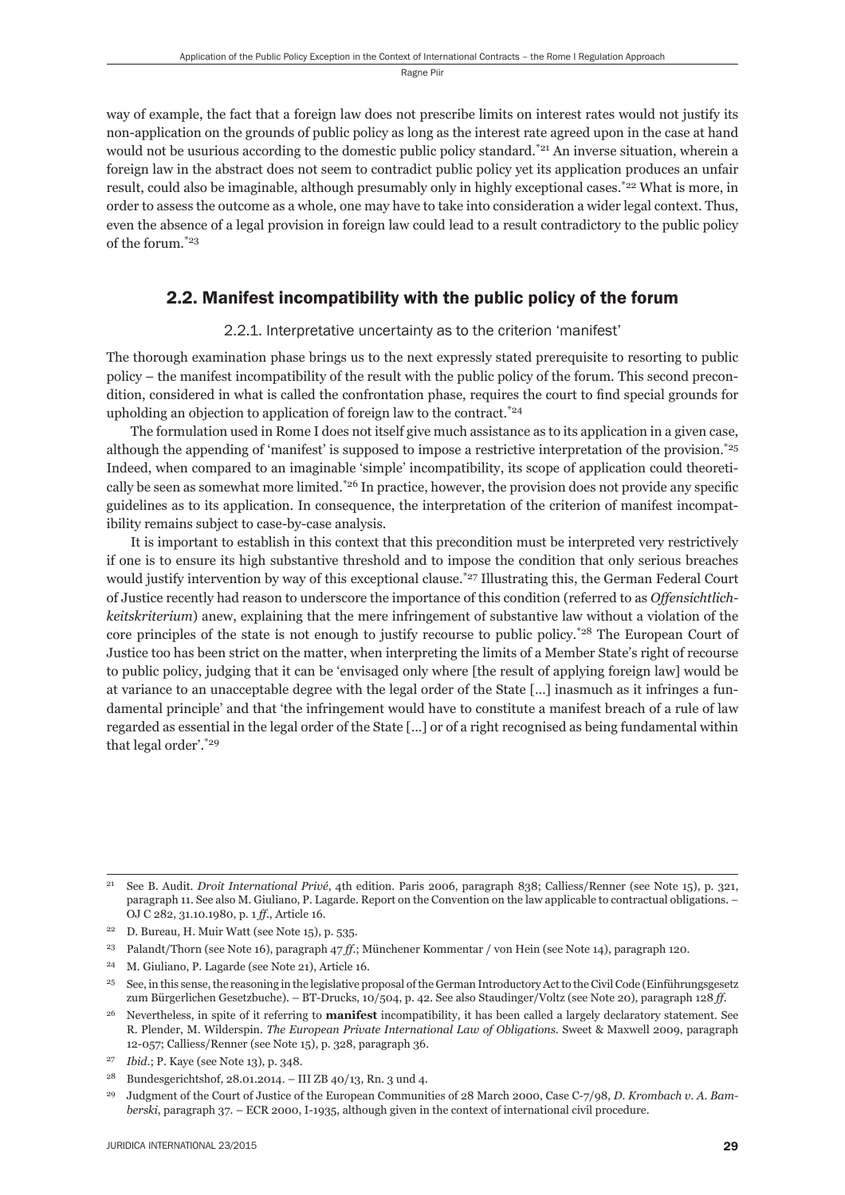way of example, the fact that a foreign law does not prescribe limits on interest rates would not justify its non-application on the grounds of public policy as long as the interest rate agreed upon in the case at hand would not be usurious according to the domestic public policy standard.[*21] An inverse situation, wherein a foreign law in the abstract does not seem to contradict public policy yet its application produces an unfair result, could also be imaginable, although presumably only in highly exceptional cases.[*22] What is more, in order to assess the outcome as a whole, one may have to take into consideration a wider legal context. Thus, even the absence of a legal provision in foreign law could lead to a result contradictory to the public policy of the forum.[*23]

## 2.2. Manifest incompatibility with the public policy of the forum

### 2.2.1. Interpretative uncertainty as to the criterion 'manifest'

The thorough examination phase brings us to the next expressly stated prerequisite to resorting to public policy – the manifest incompatibility of the result with the public policy of the forum. This second precondition, considered in what is called the confrontation phase, requires the court to find special grounds for upholding an objection to application of foreign law to the contract.[*24]

The formulation used in Rome I does not itself give much assistance as to its application in a given case, although the appending of 'manifest' is supposed to impose a restrictive interpretation of the provision.[*25] Indeed, when compared to an imaginable 'simple' incompatibility, its scope of application could theoretically be seen as somewhat more limited.[*26] In practice, however, the provision does not provide any specific guidelines as to its application. In consequence, the interpretation of the criterion of manifest incompatibility remains subject to case-by-case analysis.

It is important to establish in this context that this precondition must be interpreted very restrictively if one is to ensure its high substantive threshold and to impose the condition that only serious breaches would justify intervention by way of this exceptional clause.[*27] Illustrating this, the German Federal Court of Justice recently had reason to underscore the importance of this condition (referred to as *Offensichtlichkeitskriterium*) anew, explaining that the mere infringement of substantive law without a violation of the core principles of the state is not enough to justify recourse to public policy.[*28] The European Court of Justice too has been strict on the matter, when interpreting the limits of a Member State's right of recourse to public policy, judging that it can be 'envisaged only where [the result of applying foreign law] would be at variance to an unacceptable degree with the legal order of the State [...] inasmuch as it infringes a fundamental principle' and that 'the infringement would have to constitute a manifest breach of a rule of law regarded as essential in the legal order of the State [...] or of a right recognised as being fundamental within that legal order'.[*29]

---

[21] See B. Audit. *Droit International Privé*, 4th edition. Paris 2006, paragraph 838; Calliess/Renner (see Note 15), p. 321, paragraph 11. See also M. Giuliano, P. Lagarde. Report on the Convention on the law applicable to contractual obligations. – OJ C 282, 31.10.1980, p. 1 *ff*., Article 16.

[22] D. Bureau, H. Muir Watt (see Note 15), p. 535.

[23] Palandt/Thorn (see Note 16), paragraph 47 *ff*.; Münchener Kommentar / von Hein (see Note 14), paragraph 120.

[24] M. Giuliano, P. Lagarde (see Note 21), Article 16.

[25] See, in this sense, the reasoning in the legislative proposal of the German Introductory Act to the Civil Code (Einführungsgesetz zum Bürgerlichen Gesetzbuche). – BT-Drucks, 10/504, p. 42. See also Staudinger/Voltz (see Note 20), paragraph 128 *ff*.

[26] Nevertheless, in spite of it referring to **manifest** incompatibility, it has been called a largely declaratory statement. See R. Plender, M. Wilderspin. *The European Private International Law of Obligations*. Sweet & Maxwell 2009, paragraph 12-057; Calliess/Renner (see Note 15), p. 328, paragraph 36.

[27] *Ibid*.; P. Kaye (see Note 13), p. 348.

[28] Bundesgerichtshof, 28.01.2014. – III ZB 40/13, Rn. 3 und 4.

[29] Judgment of the Court of Justice of the European Communities of 28 March 2000, Case C-7/98, *D. Krombach v. A. Bamberski*, paragraph 37. – ECR 2000, I-1935, although given in the context of international civil procedure.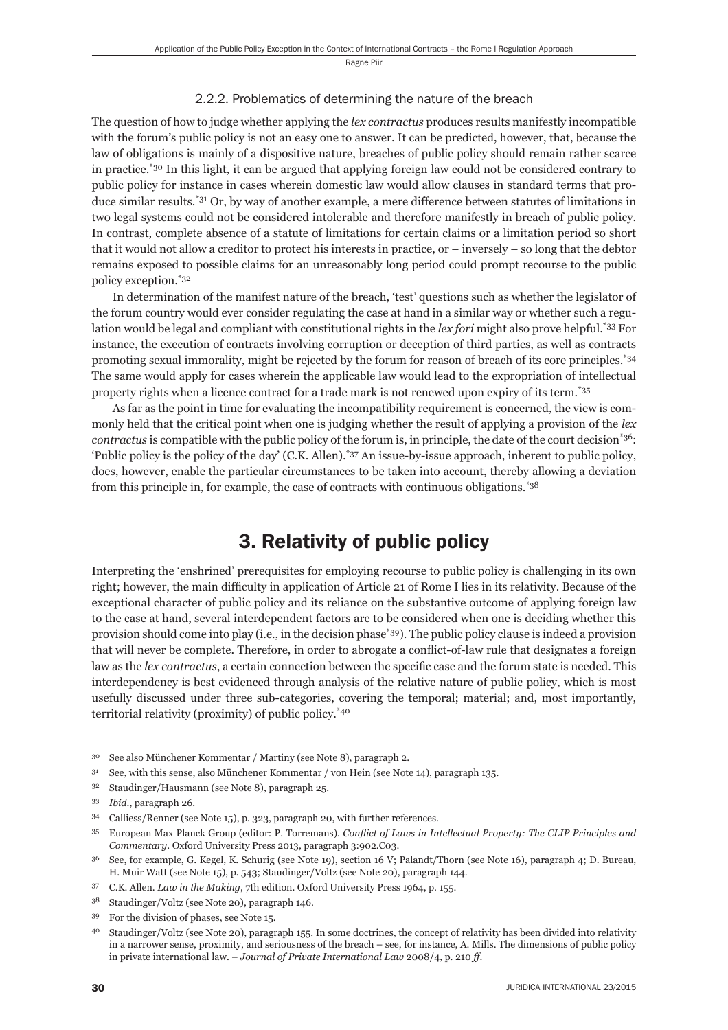### 2.2.2. Problematics of determining the nature of the breach

The question of how to judge whether applying the *lex contractus* produces results manifestly incompatible with the forum's public policy is not an easy one to answer. It can be predicted, however, that, because the law of obligations is mainly of a dispositive nature, breaches of public policy should remain rather scarce in practice.[*30] In this light, it can be argued that applying foreign law could not be considered contrary to public policy for instance in cases wherein domestic law would allow clauses in standard terms that produce similar results.[*31] Or, by way of another example, a mere difference between statutes of limitations in two legal systems could not be considered intolerable and therefore manifestly in breach of public policy. In contrast, complete absence of a statute of limitations for certain claims or a limitation period so short that it would not allow a creditor to protect his interests in practice, or – inversely – so long that the debtor remains exposed to possible claims for an unreasonably long period could prompt recourse to the public policy exception.[*32]

In determination of the manifest nature of the breach, 'test' questions such as whether the legislator of the forum country would ever consider regulating the case at hand in a similar way or whether such a regulation would be legal and compliant with constitutional rights in the *lex fori* might also prove helpful.[*33] For instance, the execution of contracts involving corruption or deception of third parties, as well as contracts promoting sexual immorality, might be rejected by the forum for reason of breach of its core principles.[*34] The same would apply for cases wherein the applicable law would lead to the expropriation of intellectual property rights when a licence contract for a trade mark is not renewed upon expiry of its term.[*35]

As far as the point in time for evaluating the incompatibility requirement is concerned, the view is commonly held that the critical point when one is judging whether the result of applying a provision of the *lex contractus* is compatible with the public policy of the forum is, in principle, the date of the court decision[*36]: 'Public policy is the policy of the day' (C.K. Allen).[*37] An issue-by-issue approach, inherent to public policy, does, however, enable the particular circumstances to be taken into account, thereby allowing a deviation from this principle in, for example, the case of contracts with continuous obligations.[*38]

# 3. Relativity of public policy

Interpreting the 'enshrined' prerequisites for employing recourse to public policy is challenging in its own right; however, the main difficulty in application of Article 21 of Rome I lies in its relativity. Because of the exceptional character of public policy and its reliance on the substantive outcome of applying foreign law to the case at hand, several interdependent factors are to be considered when one is deciding whether this provision should come into play (i.e., in the decision phase[*39]). The public policy clause is indeed a provision that will never be complete. Therefore, in order to abrogate a conflict-of-law rule that designates a foreign law as the *lex contractus*, a certain connection between the specific case and the forum state is needed. This interdependency is best evidenced through analysis of the relative nature of public policy, which is most usefully discussed under three sub-categories, covering the temporal; material; and, most importantly, territorial relativity (proximity) of public policy.[*40]

---

30 See also Münchener Kommentar / Martiny (see Note 8), paragraph 2.

31 See, with this sense, also Münchener Kommentar / von Hein (see Note 14), paragraph 135.

32 Staudinger/Hausmann (see Note 8), paragraph 25.

33 *Ibid*., paragraph 26.

34 Calliess/Renner (see Note 15), p. 323, paragraph 20, with further references.

35 European Max Planck Group (editor: P. Torremans). *Conflict of Laws in Intellectual Property: The CLIP Principles and Commentary*. Oxford University Press 2013, paragraph 3:902.C03.

36 See, for example, G. Kegel, K. Schurig (see Note 19), section 16 V; Palandt/Thorn (see Note 16), paragraph 4; D. Bureau, H. Muir Watt (see Note 15), p. 543; Staudinger/Voltz (see Note 20), paragraph 144.

37 C.K. Allen. *Law in the Making*, 7th edition. Oxford University Press 1964, p. 155.

38 Staudinger/Voltz (see Note 20), paragraph 146.

39 For the division of phases, see Note 15.

40 Staudinger/Voltz (see Note 20), paragraph 155. In some doctrines, the concept of relativity has been divided into relativity in a narrower sense, proximity, and seriousness of the breach – see, for instance, A. Mills. The dimensions of public policy in private international law. – *Journal of Private International Law* 2008/4, p. 210 *ff*.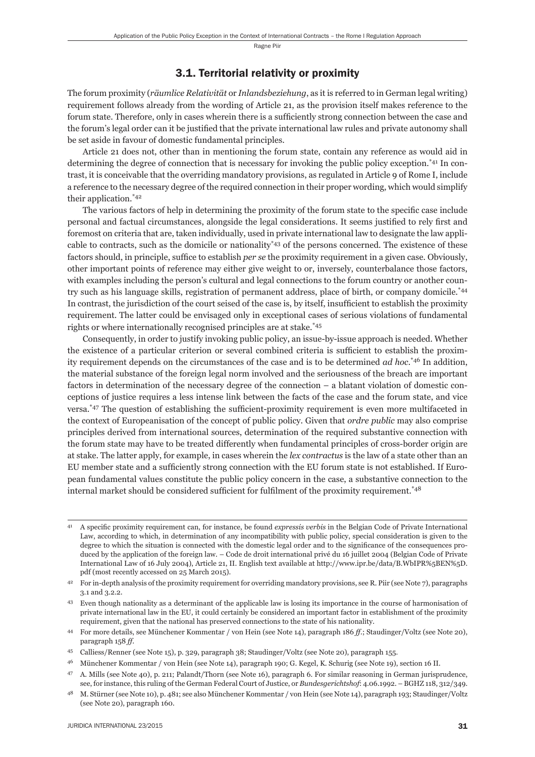### 3.1. Territorial relativity or proximity

The forum proximity (*räumlice Relativität* or *Inlandsbeziehung*, as it is referred to in German legal writing) requirement follows already from the wording of Article 21, as the provision itself makes reference to the forum state. Therefore, only in cases wherein there is a sufficiently strong connection between the case and the forum's legal order can it be justified that the private international law rules and private autonomy shall be set aside in favour of domestic fundamental principles.

Article 21 does not, other than in mentioning the forum state, contain any reference as would aid in determining the degree of connection that is necessary for invoking the public policy exception.[*41] In contrast, it is conceivable that the overriding mandatory provisions, as regulated in Article 9 of Rome I, include a reference to the necessary degree of the required connection in their proper wording, which would simplify their application.[*42]

The various factors of help in determining the proximity of the forum state to the specific case include personal and factual circumstances, alongside the legal considerations. It seems justified to rely first and foremost on criteria that are, taken individually, used in private international law to designate the law applicable to contracts, such as the domicile or nationality[*43] of the persons concerned. The existence of these factors should, in principle, suffice to establish *per se* the proximity requirement in a given case. Obviously, other important points of reference may either give weight to or, inversely, counterbalance those factors, with examples including the person's cultural and legal connections to the forum country or another country such as his language skills, registration of permanent address, place of birth, or company domicile.[*44] In contrast, the jurisdiction of the court seised of the case is, by itself, insufficient to establish the proximity requirement. The latter could be envisaged only in exceptional cases of serious violations of fundamental rights or where internationally recognised principles are at stake.[*45]

Consequently, in order to justify invoking public policy, an issue-by-issue approach is needed. Whether the existence of a particular criterion or several combined criteria is sufficient to establish the proximity requirement depends on the circumstances of the case and is to be determined *ad hoc*.[*46] In addition, the material substance of the foreign legal norm involved and the seriousness of the breach are important factors in determination of the necessary degree of the connection – a blatant violation of domestic conceptions of justice requires a less intense link between the facts of the case and the forum state, and vice versa.[*47] The question of establishing the sufficient-proximity requirement is even more multifaceted in the context of Europeanisation of the concept of public policy. Given that *ordre public* may also comprise principles derived from international sources, determination of the required substantive connection with the forum state may have to be treated differently when fundamental principles of cross-border origin are at stake. The latter apply, for example, in cases wherein the *lex contractus* is the law of a state other than an EU member state and a sufficiently strong connection with the EU forum state is not established. If European fundamental values constitute the public policy concern in the case, a substantive connection to the internal market should be considered sufficient for fulfilment of the proximity requirement.[*48]

---

41 A specific proximity requirement can, for instance, be found *expressis verbis* in the Belgian Code of Private International Law, according to which, in determination of any incompatibility with public policy, special consideration is given to the degree to which the situation is connected with the domestic legal order and to the significance of the consequences produced by the application of the foreign law. – Code de droit international privé du 16 juillet 2004 (Belgian Code of Private International Law of 16 July 2004), Article 21, II. English text available at http://www.ipr.be/data/B.WbIPR%5BEN%5D.pdf (most recently accessed on 25 March 2015).

42 For in-depth analysis of the proximity requirement for overriding mandatory provisions, see R. Piir (see Note 7), paragraphs 3.1 and 3.2.2.

43 Even though nationality as a determinant of the applicable law is losing its importance in the course of harmonisation of private international law in the EU, it could certainly be considered an important factor in establishment of the proximity requirement, given that the national has preserved connections to the state of his nationality.

44 For more details, see Münchener Kommentar / von Hein (see Note 14), paragraph 186 *ff.*; Staudinger/Voltz (see Note 20), paragraph 158 *ff.*

45 Calliess/Renner (see Note 15), p. 329, paragraph 38; Staudinger/Voltz (see Note 20), paragraph 155.

46 Münchener Kommentar / von Hein (see Note 14), paragraph 190; G. Kegel, K. Schurig (see Note 19), section 16 II.

47 A. Mills (see Note 40), p. 211; Palandt/Thorn (see Note 16), paragraph 6. For similar reasoning in German jurisprudence, see, for instance, this ruling of the German Federal Court of Justice, or *Bundesgerichtshof*: 4.06.1992. – BGHZ 118, 312/349.

48 M. Stürner (see Note 10), p. 481; see also Münchener Kommentar / von Hein (see Note 14), paragraph 193; Staudinger/Voltz (see Note 20), paragraph 160.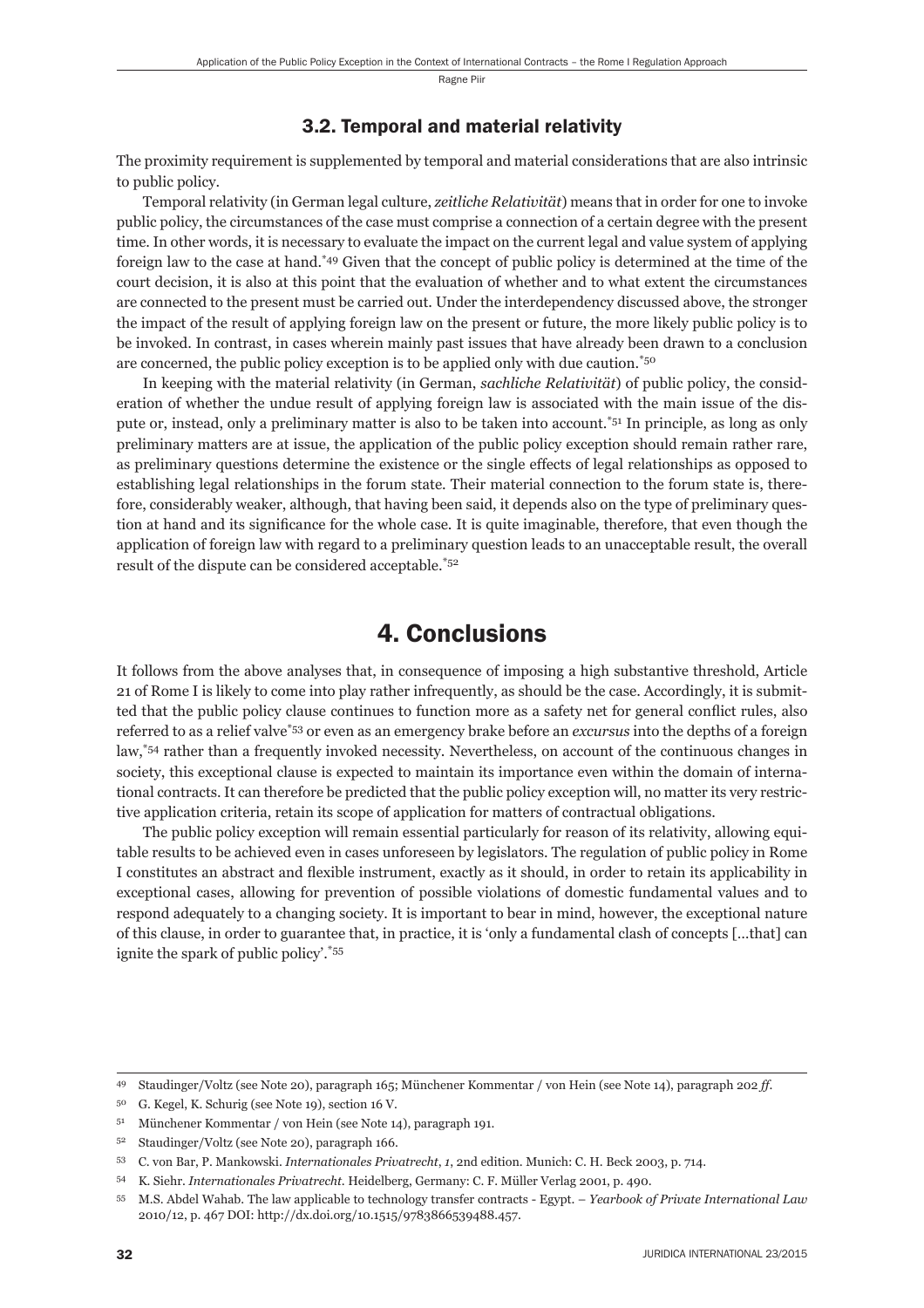### 3.2. Temporal and material relativity

The proximity requirement is supplemented by temporal and material considerations that are also intrinsic to public policy.

Temporal relativity (in German legal culture, *zeitliche Relativität*) means that in order for one to invoke public policy, the circumstances of the case must comprise a connection of a certain degree with the present time. In other words, it is necessary to evaluate the impact on the current legal and value system of applying foreign law to the case at hand.[*49] Given that the concept of public policy is determined at the time of the court decision, it is also at this point that the evaluation of whether and to what extent the circumstances are connected to the present must be carried out. Under the interdependency discussed above, the stronger the impact of the result of applying foreign law on the present or future, the more likely public policy is to be invoked. In contrast, in cases wherein mainly past issues that have already been drawn to a conclusion are concerned, the public policy exception is to be applied only with due caution.[*50]

In keeping with the material relativity (in German, *sachliche Relativität*) of public policy, the consideration of whether the undue result of applying foreign law is associated with the main issue of the dispute or, instead, only a preliminary matter is also to be taken into account.[*51] In principle, as long as only preliminary matters are at issue, the application of the public policy exception should remain rather rare, as preliminary questions determine the existence or the single effects of legal relationships as opposed to establishing legal relationships in the forum state. Their material connection to the forum state is, therefore, considerably weaker, although, that having been said, it depends also on the type of preliminary question at hand and its significance for the whole case. It is quite imaginable, therefore, that even though the application of foreign law with regard to a preliminary question leads to an unacceptable result, the overall result of the dispute can be considered acceptable.[*52]

## 4. Conclusions

It follows from the above analyses that, in consequence of imposing a high substantive threshold, Article 21 of Rome I is likely to come into play rather infrequently, as should be the case. Accordingly, it is submitted that the public policy clause continues to function more as a safety net for general conflict rules, also referred to as a relief valve[*53] or even as an emergency brake before an *excursus* into the depths of a foreign law,[*54] rather than a frequently invoked necessity. Nevertheless, on account of the continuous changes in society, this exceptional clause is expected to maintain its importance even within the domain of international contracts. It can therefore be predicted that the public policy exception will, no matter its very restrictive application criteria, retain its scope of application for matters of contractual obligations.

The public policy exception will remain essential particularly for reason of its relativity, allowing equitable results to be achieved even in cases unforeseen by legislators. The regulation of public policy in Rome I constitutes an abstract and flexible instrument, exactly as it should, in order to retain its applicability in exceptional cases, allowing for prevention of possible violations of domestic fundamental values and to respond adequately to a changing society. It is important to bear in mind, however, the exceptional nature of this clause, in order to guarantee that, in practice, it is 'only a fundamental clash of concepts […that] can ignite the spark of public policy'.[*55]

---

49 Staudinger/Voltz (see Note 20), paragraph 165; Münchener Kommentar / von Hein (see Note 14), paragraph 202 *ff*.

50 G. Kegel, K. Schurig (see Note 19), section 16 V.

51 Münchener Kommentar / von Hein (see Note 14), paragraph 191.

52 Staudinger/Voltz (see Note 20), paragraph 166.

53 C. von Bar, P. Mankowski. *Internationales Privatrecht*, *1*, 2nd edition. Munich: C. H. Beck 2003, p. 714.

54 K. Siehr. *Internationales Privatrecht*. Heidelberg, Germany: C. F. Müller Verlag 2001, p. 490.

55 M.S. Abdel Wahab. The law applicable to technology transfer contracts - Egypt. – *Yearbook of Private International Law* 2010/12, p. 467 DOI: http://dx.doi.org/10.1515/9783866539488.457.